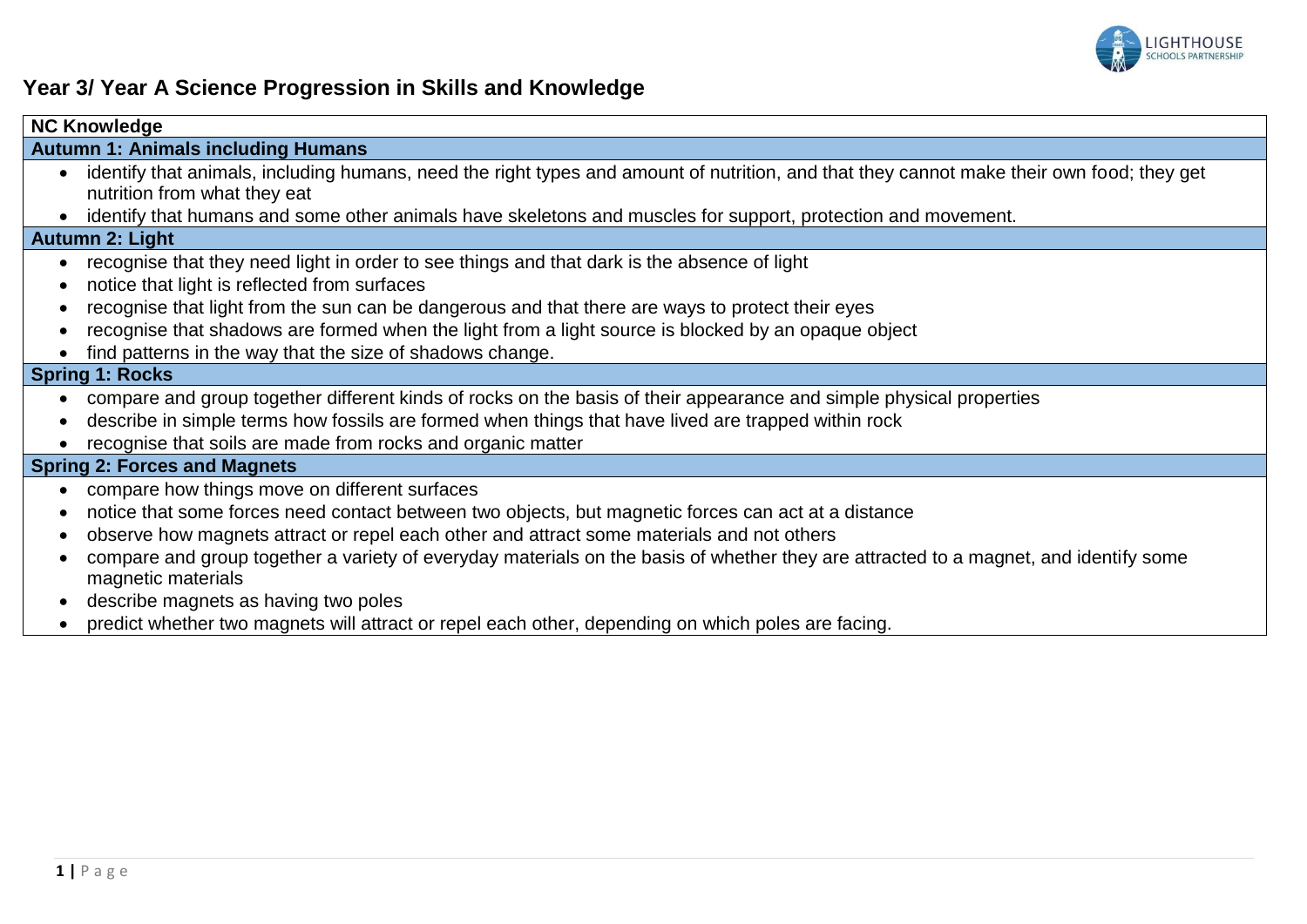# Year 3/ Year A Science Progression in Skills and Knowledge

## NC Knowledge

### Autumn 1: Animals including Humans

- identify that animals, including humans, need the right types and amount of nutrition, and that they cannot make their own food; they get nutrition from what they eat
- identify that humans and some other animals have skeletons and muscles for support, protection and movement.

### Autumn 2: Light

- recognise that they need light in order to see things and that dark is the absence of light
- notice that light is reflected from surfaces
- recognise that light from the sun can be dangerous and that there are ways to protect their eyes
- recognise that shadows are formed when the light from a light source is blocked by an opaque object
- find patterns in the way that the size of shadows change.

### Spring 1: Rocks

- compare and group together different kinds of rocks on the basis of their appearance and simple physical properties
- describe in simple terms how fossils are formed when things that have lived are trapped within rock
- recognise that soils are made from rocks and organic matter

### Spring 2: Forces and Magnets

- compare how things move on different surfaces
- notice that some forces need contact between two objects, but magnetic forces can act at a distance
- observe how magnets attract or repel each other and attract some materials and not others
- compare and group together a variety of everyday materials on the basis of whether they are attracted to a magnet, and identify some magnetic materials
- describe magnets as having two poles
- predict whether two magnets will attract or repel each other, depending on which poles are facing.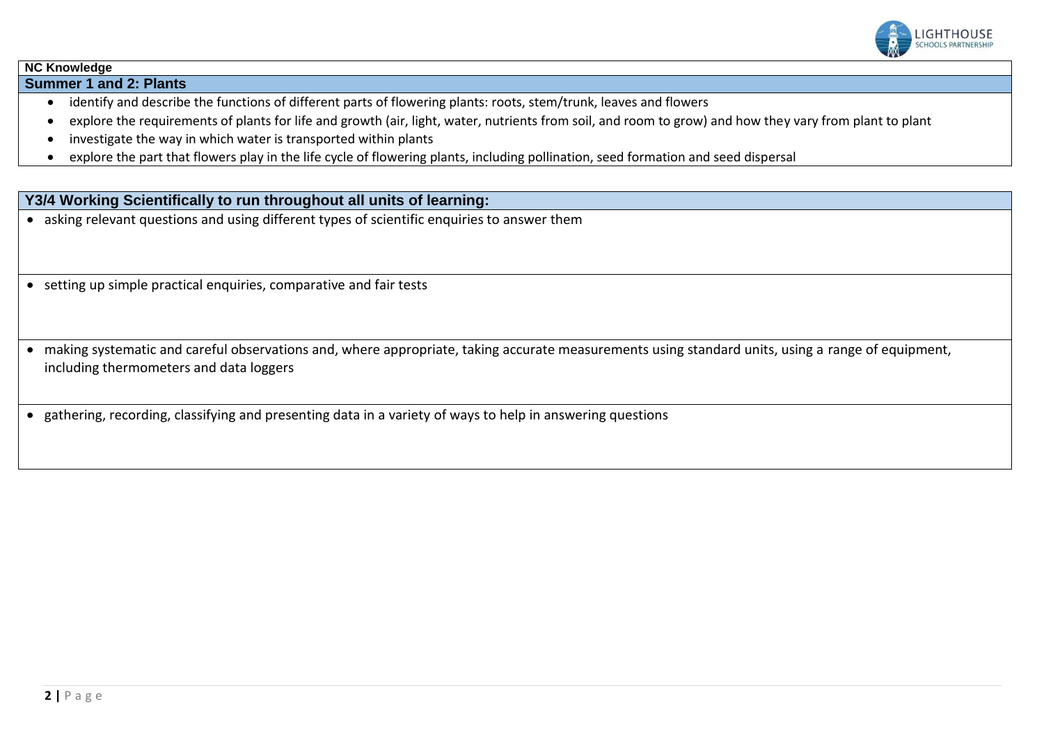**NC Knowledge**

## Summer 1 and 2: Plants

- identify and describe the functions of different parts of flowering plants: roots, stem/trunk, leaves and flowers
- explore the requirements of plants for life and growth (air, light, water, nutrients from soil, and room to grow) and how they vary from plant to plant
- investigate the way in which water is transported within plants
- explore the part that flowers play in the life cycle of flowering plants, including pollination, seed formation and seed dispersal

## Y3/4 Working Scientifically to run throughout all units of learning:

- asking relevant questions and using different types of scientific enquiries to answer them
- setting up simple practical enquiries, comparative and fair tests
- making systematic and careful observations and, where appropriate, taking accurate measurements using standard units, using a range of equipment, including thermometers and data loggers
- gathering, recording, classifying and presenting data in a variety of ways to help in answering questions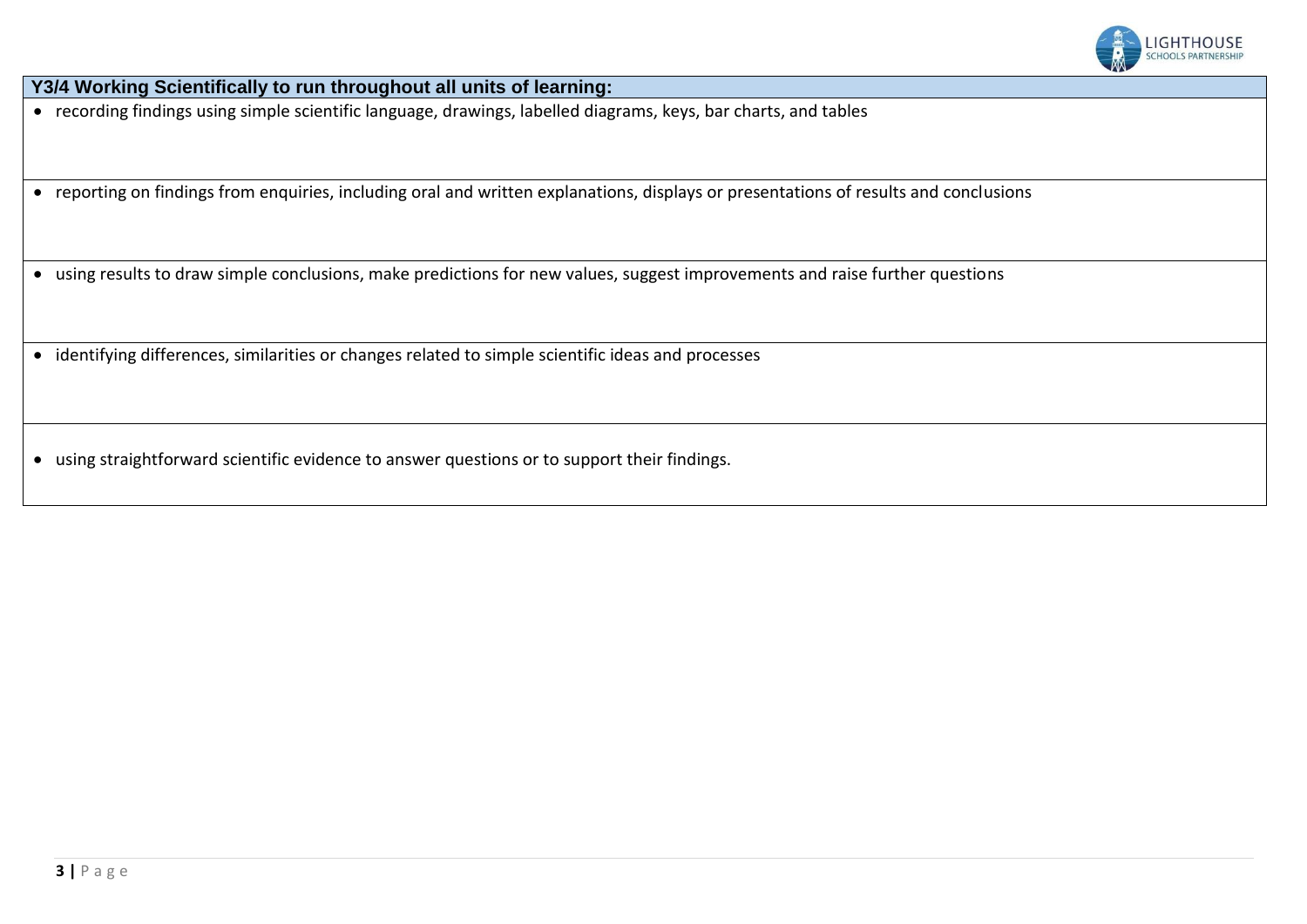| Y3/4 Working Scientifically to run throughout all units of learning: |
| --- |
| • recording findings using simple scientific language, drawings, labelled diagrams, keys, bar charts, and tables |
| • reporting on findings from enquiries, including oral and written explanations, displays or presentations of results and conclusions |
| • using results to draw simple conclusions, make predictions for new values, suggest improvements and raise further questions |
| • identifying differences, similarities or changes related to simple scientific ideas and processes |
| • using straightforward scientific evidence to answer questions or to support their findings. |